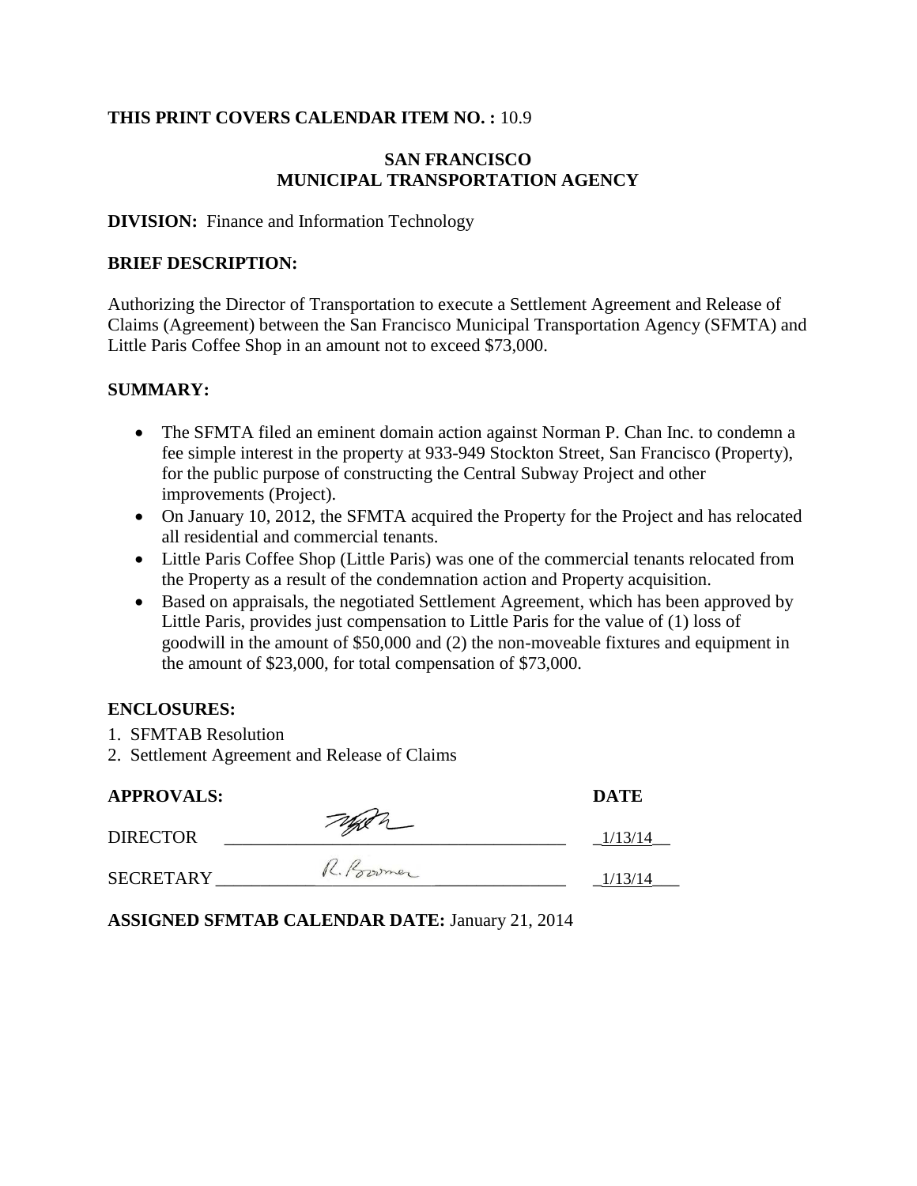**THIS PRINT COVERS CALENDAR ITEM NO. :** 10.9

**SAN FRANCISCO**
**MUNICIPAL TRANSPORTATION AGENCY**

**DIVISION:** Finance and Information Technology

**BRIEF DESCRIPTION:**

Authorizing the Director of Transportation to execute a Settlement Agreement and Release of Claims (Agreement) between the San Francisco Municipal Transportation Agency (SFMTA) and Little Paris Coffee Shop in an amount not to exceed $73,000.

**SUMMARY:**

- The SFMTA filed an eminent domain action against Norman P. Chan Inc. to condemn a fee simple interest in the property at 933-949 Stockton Street, San Francisco (Property), for the public purpose of constructing the Central Subway Project and other improvements (Project).
- On January 10, 2012, the SFMTA acquired the Property for the Project and has relocated all residential and commercial tenants.
- Little Paris Coffee Shop (Little Paris) was one of the commercial tenants relocated from the Property as a result of the condemnation action and Property acquisition.
- Based on appraisals, the negotiated Settlement Agreement, which has been approved by Little Paris, provides just compensation to Little Paris for the value of (1) loss of goodwill in the amount of $50,000 and (2) the non-moveable fixtures and equipment in the amount of $23,000, for total compensation of $73,000.

**ENCLOSURES:**

1. SFMTAB Resolution
2. Settlement Agreement and Release of Claims

| **APPROVALS:** | | **DATE** |
|---|---|---|
| DIRECTOR | [signature] | 1/13/14 |
| SECRETARY | R. Boomer | 1/13/14 |

**ASSIGNED SFMTAB CALENDAR DATE:** January 21, 2014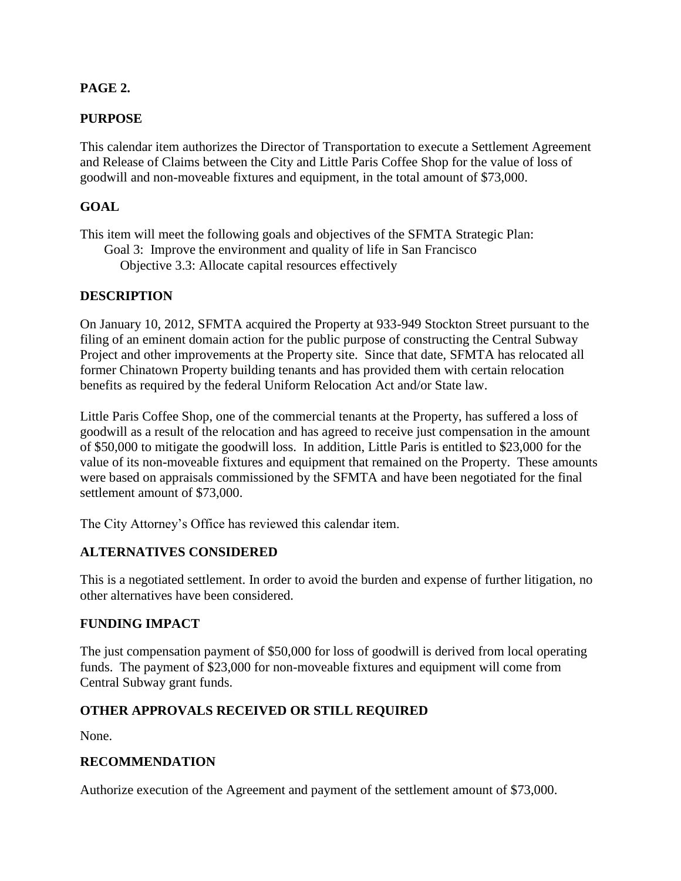**PAGE 2.**

## PURPOSE

This calendar item authorizes the Director of Transportation to execute a Settlement Agreement and Release of Claims between the City and Little Paris Coffee Shop for the value of loss of goodwill and non-moveable fixtures and equipment, in the total amount of $73,000.

## GOAL

This item will meet the following goals and objectives of the SFMTA Strategic Plan:

- Goal 3: Improve the environment and quality of life in San Francisco
  - Objective 3.3: Allocate capital resources effectively

## DESCRIPTION

On January 10, 2012, SFMTA acquired the Property at 933-949 Stockton Street pursuant to the filing of an eminent domain action for the public purpose of constructing the Central Subway Project and other improvements at the Property site. Since that date, SFMTA has relocated all former Chinatown Property building tenants and has provided them with certain relocation benefits as required by the federal Uniform Relocation Act and/or State law.

Little Paris Coffee Shop, one of the commercial tenants at the Property, has suffered a loss of goodwill as a result of the relocation and has agreed to receive just compensation in the amount of $50,000 to mitigate the goodwill loss. In addition, Little Paris is entitled to $23,000 for the value of its non-moveable fixtures and equipment that remained on the Property. These amounts were based on appraisals commissioned by the SFMTA and have been negotiated for the final settlement amount of $73,000.

The City Attorney's Office has reviewed this calendar item.

## ALTERNATIVES CONSIDERED

This is a negotiated settlement. In order to avoid the burden and expense of further litigation, no other alternatives have been considered.

## FUNDING IMPACT

The just compensation payment of $50,000 for loss of goodwill is derived from local operating funds. The payment of $23,000 for non-moveable fixtures and equipment will come from Central Subway grant funds.

## OTHER APPROVALS RECEIVED OR STILL REQUIRED

None.

## RECOMMENDATION

Authorize execution of the Agreement and payment of the settlement amount of $73,000.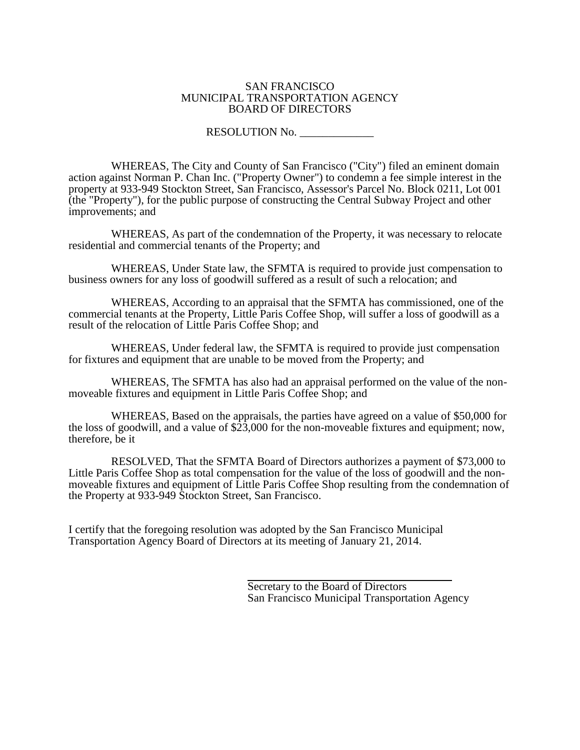SAN FRANCISCO
MUNICIPAL TRANSPORTATION AGENCY
BOARD OF DIRECTORS

RESOLUTION No. _____________

WHEREAS, The City and County of San Francisco ("City") filed an eminent domain action against Norman P. Chan Inc. ("Property Owner") to condemn a fee simple interest in the property at 933-949 Stockton Street, San Francisco, Assessor's Parcel No. Block 0211, Lot 001 (the "Property"), for the public purpose of constructing the Central Subway Project and other improvements; and

WHEREAS, As part of the condemnation of the Property, it was necessary to relocate residential and commercial tenants of the Property; and

WHEREAS, Under State law, the SFMTA is required to provide just compensation to business owners for any loss of goodwill suffered as a result of such a relocation; and

WHEREAS, According to an appraisal that the SFMTA has commissioned, one of the commercial tenants at the Property, Little Paris Coffee Shop, will suffer a loss of goodwill as a result of the relocation of Little Paris Coffee Shop; and

WHEREAS, Under federal law, the SFMTA is required to provide just compensation for fixtures and equipment that are unable to be moved from the Property; and

WHEREAS, The SFMTA has also had an appraisal performed on the value of the non-moveable fixtures and equipment in Little Paris Coffee Shop; and

WHEREAS, Based on the appraisals, the parties have agreed on a value of $50,000 for the loss of goodwill, and a value of $23,000 for the non-moveable fixtures and equipment; now, therefore, be it

RESOLVED, That the SFMTA Board of Directors authorizes a payment of $73,000 to Little Paris Coffee Shop as total compensation for the value of the loss of goodwill and the non-moveable fixtures and equipment of Little Paris Coffee Shop resulting from the condemnation of the Property at 933-949 Stockton Street, San Francisco.

I certify that the foregoing resolution was adopted by the San Francisco Municipal Transportation Agency Board of Directors at its meeting of January 21, 2014.

______________________________
Secretary to the Board of Directors
San Francisco Municipal Transportation Agency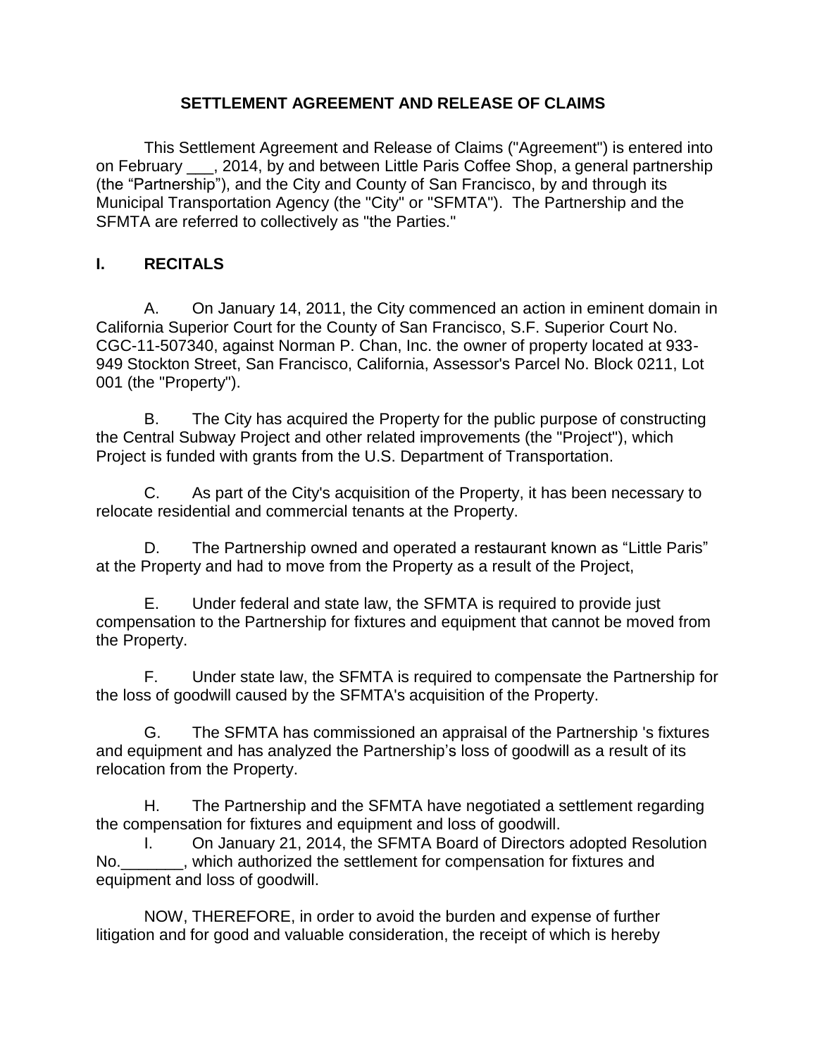# SETTLEMENT AGREEMENT AND RELEASE OF CLAIMS

This Settlement Agreement and Release of Claims ("Agreement") is entered into on February ___, 2014, by and between Little Paris Coffee Shop, a general partnership (the "Partnership"), and the City and County of San Francisco, by and through its Municipal Transportation Agency (the "City" or "SFMTA"). The Partnership and the SFMTA are referred to collectively as "the Parties."

## I. RECITALS

A. On January 14, 2011, the City commenced an action in eminent domain in California Superior Court for the County of San Francisco, S.F. Superior Court No. CGC-11-507340, against Norman P. Chan, Inc. the owner of property located at 933-949 Stockton Street, San Francisco, California, Assessor's Parcel No. Block 0211, Lot 001 (the "Property").

B. The City has acquired the Property for the public purpose of constructing the Central Subway Project and other related improvements (the "Project"), which Project is funded with grants from the U.S. Department of Transportation.

C. As part of the City's acquisition of the Property, it has been necessary to relocate residential and commercial tenants at the Property.

D. The Partnership owned and operated a restaurant known as "Little Paris" at the Property and had to move from the Property as a result of the Project,

E. Under federal and state law, the SFMTA is required to provide just compensation to the Partnership for fixtures and equipment that cannot be moved from the Property.

F. Under state law, the SFMTA is required to compensate the Partnership for the loss of goodwill caused by the SFMTA's acquisition of the Property.

G. The SFMTA has commissioned an appraisal of the Partnership 's fixtures and equipment and has analyzed the Partnership's loss of goodwill as a result of its relocation from the Property.

H. The Partnership and the SFMTA have negotiated a settlement regarding the compensation for fixtures and equipment and loss of goodwill.

I. On January 21, 2014, the SFMTA Board of Directors adopted Resolution No._______, which authorized the settlement for compensation for fixtures and equipment and loss of goodwill.

NOW, THEREFORE, in order to avoid the burden and expense of further litigation and for good and valuable consideration, the receipt of which is hereby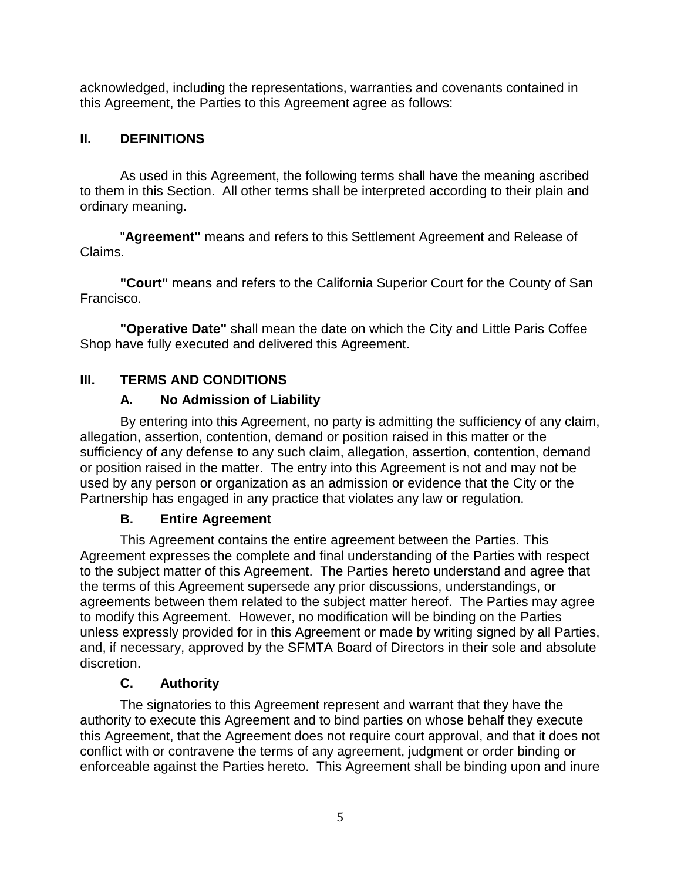acknowledged, including the representations, warranties and covenants contained in this Agreement, the Parties to this Agreement agree as follows:

## II. DEFINITIONS

As used in this Agreement, the following terms shall have the meaning ascribed to them in this Section. All other terms shall be interpreted according to their plain and ordinary meaning.

"**Agreement"** means and refers to this Settlement Agreement and Release of Claims.

**"Court"** means and refers to the California Superior Court for the County of San Francisco.

**"Operative Date"** shall mean the date on which the City and Little Paris Coffee Shop have fully executed and delivered this Agreement.

## III. TERMS AND CONDITIONS

### A. No Admission of Liability

By entering into this Agreement, no party is admitting the sufficiency of any claim, allegation, assertion, contention, demand or position raised in this matter or the sufficiency of any defense to any such claim, allegation, assertion, contention, demand or position raised in the matter. The entry into this Agreement is not and may not be used by any person or organization as an admission or evidence that the City or the Partnership has engaged in any practice that violates any law or regulation.

### B. Entire Agreement

This Agreement contains the entire agreement between the Parties. This Agreement expresses the complete and final understanding of the Parties with respect to the subject matter of this Agreement. The Parties hereto understand and agree that the terms of this Agreement supersede any prior discussions, understandings, or agreements between them related to the subject matter hereof. The Parties may agree to modify this Agreement. However, no modification will be binding on the Parties unless expressly provided for in this Agreement or made by writing signed by all Parties, and, if necessary, approved by the SFMTA Board of Directors in their sole and absolute discretion.

### C. Authority

The signatories to this Agreement represent and warrant that they have the authority to execute this Agreement and to bind parties on whose behalf they execute this Agreement, that the Agreement does not require court approval, and that it does not conflict with or contravene the terms of any agreement, judgment or order binding or enforceable against the Parties hereto. This Agreement shall be binding upon and inure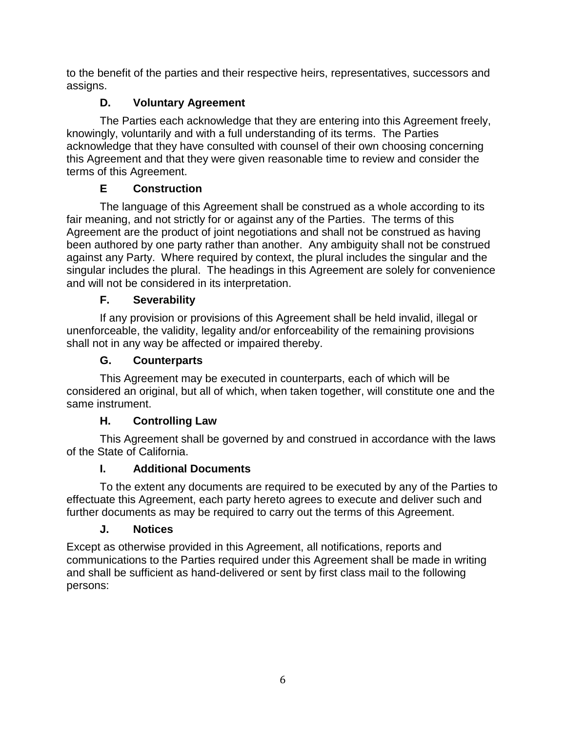to the benefit of the parties and their respective heirs, representatives, successors and assigns.

### D. Voluntary Agreement

The Parties each acknowledge that they are entering into this Agreement freely, knowingly, voluntarily and with a full understanding of its terms. The Parties acknowledge that they have consulted with counsel of their own choosing concerning this Agreement and that they were given reasonable time to review and consider the terms of this Agreement.

### E Construction

The language of this Agreement shall be construed as a whole according to its fair meaning, and not strictly for or against any of the Parties. The terms of this Agreement are the product of joint negotiations and shall not be construed as having been authored by one party rather than another. Any ambiguity shall not be construed against any Party. Where required by context, the plural includes the singular and the singular includes the plural. The headings in this Agreement are solely for convenience and will not be considered in its interpretation.

### F. Severability

If any provision or provisions of this Agreement shall be held invalid, illegal or unenforceable, the validity, legality and/or enforceability of the remaining provisions shall not in any way be affected or impaired thereby.

### G. Counterparts

This Agreement may be executed in counterparts, each of which will be considered an original, but all of which, when taken together, will constitute one and the same instrument.

### H. Controlling Law

This Agreement shall be governed by and construed in accordance with the laws of the State of California.

### I. Additional Documents

To the extent any documents are required to be executed by any of the Parties to effectuate this Agreement, each party hereto agrees to execute and deliver such and further documents as may be required to carry out the terms of this Agreement.

### J. Notices

Except as otherwise provided in this Agreement, all notifications, reports and communications to the Parties required under this Agreement shall be made in writing and shall be sufficient as hand-delivered or sent by first class mail to the following persons: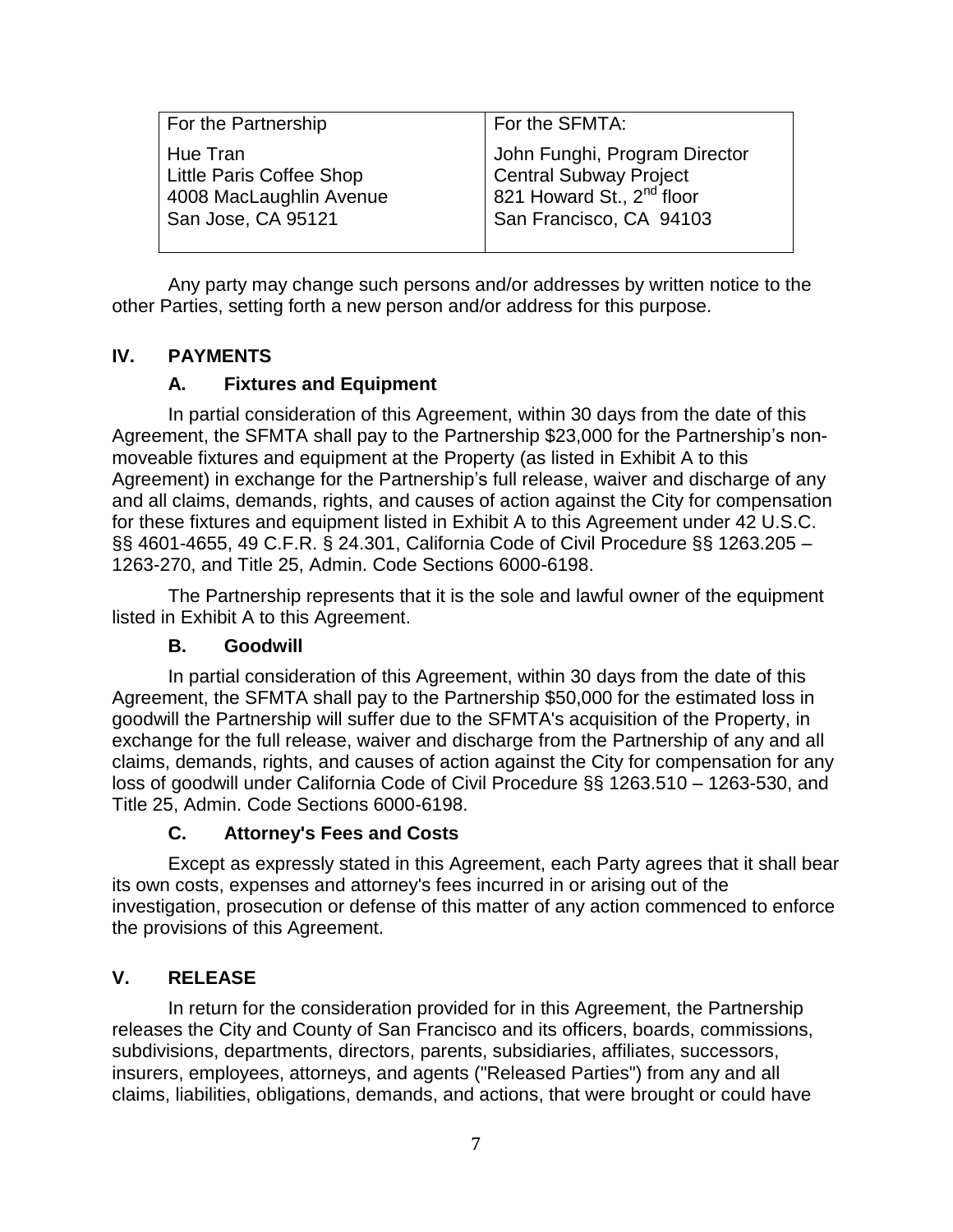| For the Partnership | For the SFMTA: |
| --- | --- |
| Hue Tran<br>Little Paris Coffee Shop<br>4008 MacLaughlin Avenue<br>San Jose, CA 95121 | John Funghi, Program Director<br>Central Subway Project<br>821 Howard St., 2nd floor<br>San Francisco, CA 94103 |

Any party may change such persons and/or addresses by written notice to the other Parties, setting forth a new person and/or address for this purpose.

## IV. PAYMENTS

### A. Fixtures and Equipment

In partial consideration of this Agreement, within 30 days from the date of this Agreement, the SFMTA shall pay to the Partnership $23,000 for the Partnership's non-moveable fixtures and equipment at the Property (as listed in Exhibit A to this Agreement) in exchange for the Partnership's full release, waiver and discharge of any and all claims, demands, rights, and causes of action against the City for compensation for these fixtures and equipment listed in Exhibit A to this Agreement under 42 U.S.C. §§ 4601-4655, 49 C.F.R. § 24.301, California Code of Civil Procedure §§ 1263.205 – 1263-270, and Title 25, Admin. Code Sections 6000-6198.

The Partnership represents that it is the sole and lawful owner of the equipment listed in Exhibit A to this Agreement.

### B. Goodwill

In partial consideration of this Agreement, within 30 days from the date of this Agreement, the SFMTA shall pay to the Partnership $50,000 for the estimated loss in goodwill the Partnership will suffer due to the SFMTA's acquisition of the Property, in exchange for the full release, waiver and discharge from the Partnership of any and all claims, demands, rights, and causes of action against the City for compensation for any loss of goodwill under California Code of Civil Procedure §§ 1263.510 – 1263-530, and Title 25, Admin. Code Sections 6000-6198.

### C. Attorney's Fees and Costs

Except as expressly stated in this Agreement, each Party agrees that it shall bear its own costs, expenses and attorney's fees incurred in or arising out of the investigation, prosecution or defense of this matter of any action commenced to enforce the provisions of this Agreement.

## V. RELEASE

In return for the consideration provided for in this Agreement, the Partnership releases the City and County of San Francisco and its officers, boards, commissions, subdivisions, departments, directors, parents, subsidiaries, affiliates, successors, insurers, employees, attorneys, and agents ("Released Parties") from any and all claims, liabilities, obligations, demands, and actions, that were brought or could have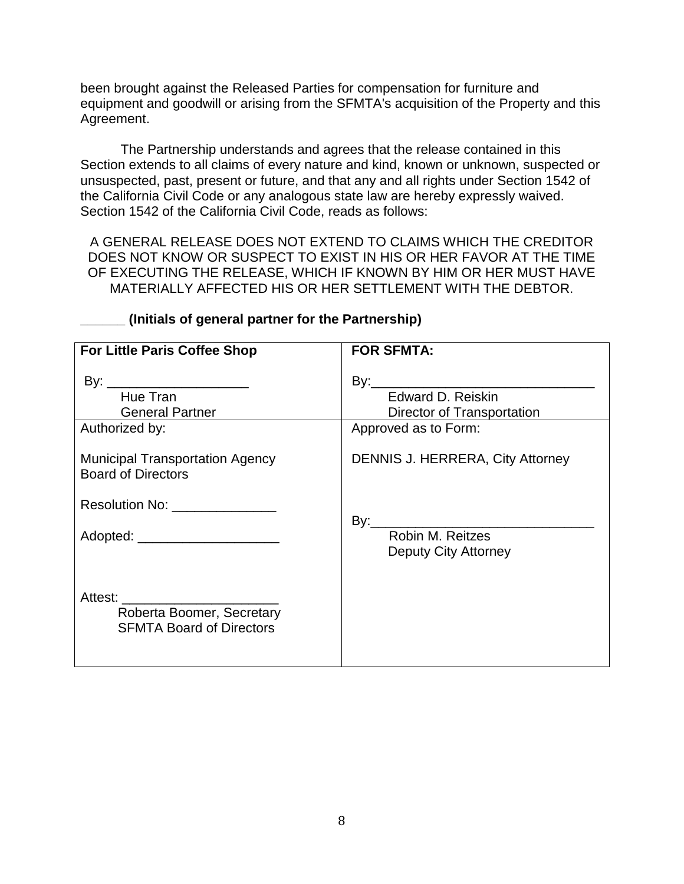been brought against the Released Parties for compensation for furniture and equipment and goodwill or arising from the SFMTA's acquisition of the Property and this Agreement.

The Partnership understands and agrees that the release contained in this Section extends to all claims of every nature and kind, known or unknown, suspected or unsuspected, past, present or future, and that any and all rights under Section 1542 of the California Civil Code or any analogous state law are hereby expressly waived. Section 1542 of the California Civil Code, reads as follows:

A GENERAL RELEASE DOES NOT EXTEND TO CLAIMS WHICH THE CREDITOR DOES NOT KNOW OR SUSPECT TO EXIST IN HIS OR HER FAVOR AT THE TIME OF EXECUTING THE RELEASE, WHICH IF KNOWN BY HIM OR HER MUST HAVE MATERIALLY AFFECTED HIS OR HER SETTLEMENT WITH THE DEBTOR.

**______ (Initials of general partner for the Partnership)**

| **For Little Paris Coffee Shop** | **FOR SFMTA:** |
|---|---|
| By: ___________________<br>Hue Tran<br>General Partner | By:______________________________<br>Edward D. Reiskin<br>Director of Transportation |
| Authorized by:<br><br>Municipal Transportation Agency Board of Directors<br><br>Resolution No: ______________<br><br>Adopted: ___________________<br><br>Attest: _____________________<br>Roberta Boomer, Secretary<br>SFMTA Board of Directors | Approved as to Form:<br><br>DENNIS J. HERRERA, City Attorney<br><br>By:______________________________<br>Robin M. Reitzes<br>Deputy City Attorney |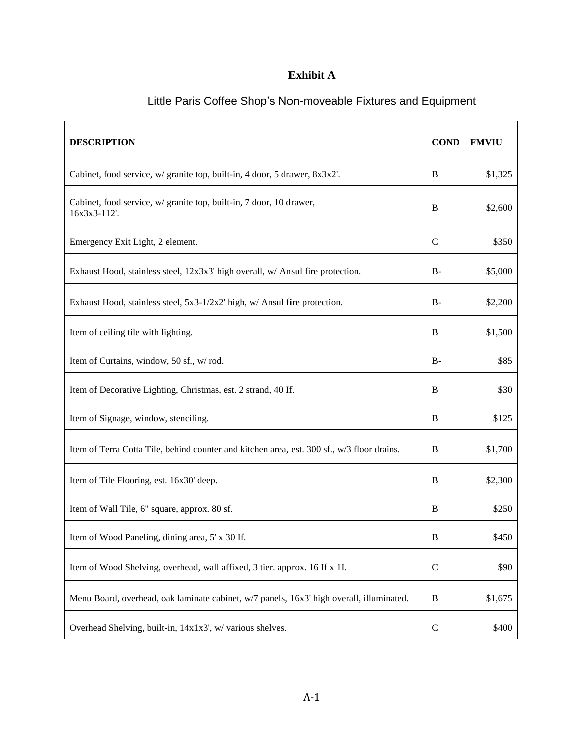# Exhibit A

## Little Paris Coffee Shop's Non-moveable Fixtures and Equipment

| DESCRIPTION | COND | FMVIU |
|---|---|---|
| Cabinet, food service, w/ granite top, built-in, 4 door, 5 drawer, 8x3x2'. | B | $1,325 |
| Cabinet, food service, w/ granite top, built-in, 7 door, 10 drawer, 16x3x3-112'. | B | $2,600 |
| Emergency Exit Light, 2 element. | C | $350 |
| Exhaust Hood, stainless steel, 12x3x3' high overall, w/ Ansul fire protection. | B- | $5,000 |
| Exhaust Hood, stainless steel, 5x3-1/2x2' high, w/ Ansul fire protection. | B- | $2,200 |
| Item of ceiling tile with lighting. | B | $1,500 |
| Item of Curtains, window, 50 sf., w/ rod. | B- | $85 |
| Item of Decorative Lighting, Christmas, est. 2 strand, 40 If. | B | $30 |
| Item of Signage, window, stenciling. | B | $125 |
| Item of Terra Cotta Tile, behind counter and kitchen area, est. 300 sf., w/3 floor drains. | B | $1,700 |
| Item of Tile Flooring, est. 16x30' deep. | B | $2,300 |
| Item of Wall Tile, 6" square, approx. 80 sf. | B | $250 |
| Item of Wood Paneling, dining area, 5' x 30 If. | B | $450 |
| Item of Wood Shelving, overhead, wall affixed, 3 tier. approx. 16 If x 1I. | C | $90 |
| Menu Board, overhead, oak laminate cabinet, w/7 panels, 16x3' high overall, illuminated. | B | $1,675 |
| Overhead Shelving, built-in, 14x1x3', w/ various shelves. | C | $400 |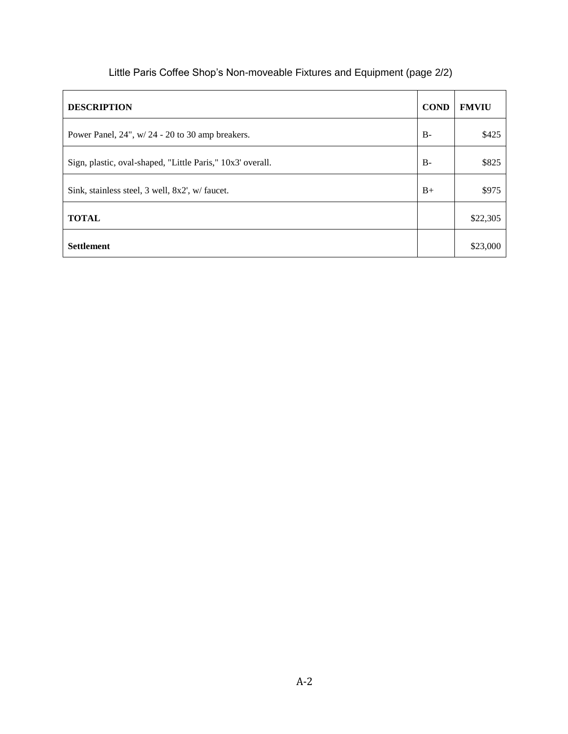Little Paris Coffee Shop's Non-moveable Fixtures and Equipment (page 2/2)

| DESCRIPTION | COND | FMVIU |
|---|---|---|
| Power Panel, 24", w/ 24 - 20 to 30 amp breakers. | B- | $425 |
| Sign, plastic, oval-shaped, "Little Paris," 10x3' overall. | B- | $825 |
| Sink, stainless steel, 3 well, 8x2', w/ faucet. | B+ | $975 |
| **TOTAL** | | $22,305 |
| **Settlement** | | $23,000 |